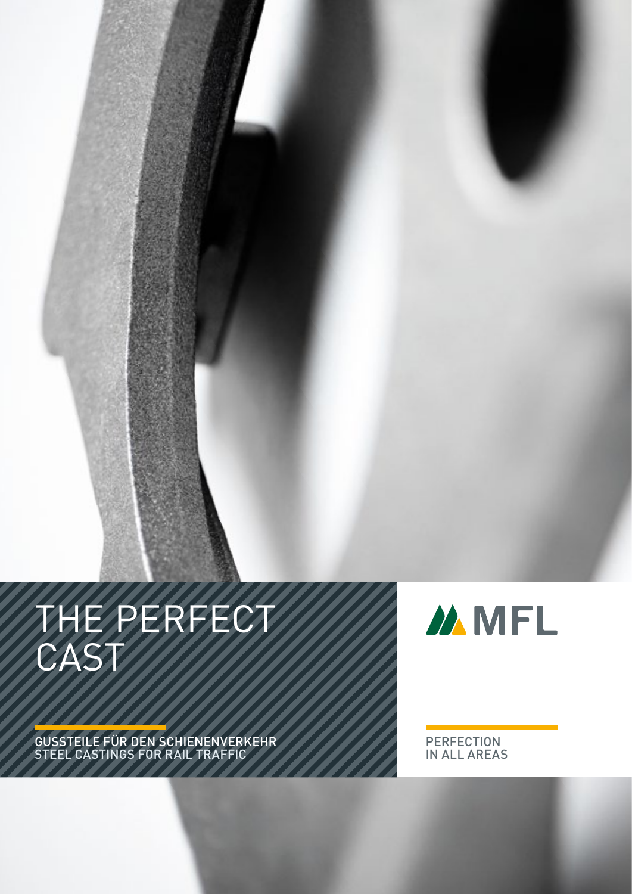# THE PERFECT CAST

GUSSTEILE FÜR DEN SCHIENENVERKEHR
STEEL CASTINGS FOR RAIL TRAFFIC

MFL

PERFECTION
IN ALL AREAS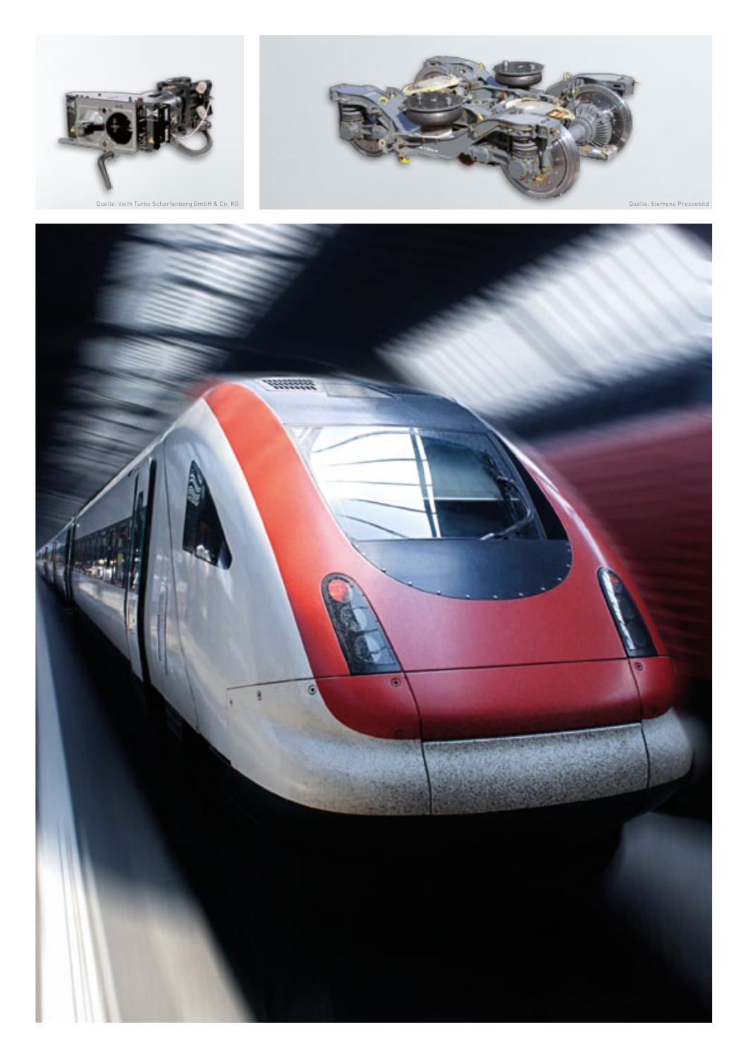Quelle: Voith Turbo Scharfenberg GmbH & Co. KG

Quelle: Siemens Pressebild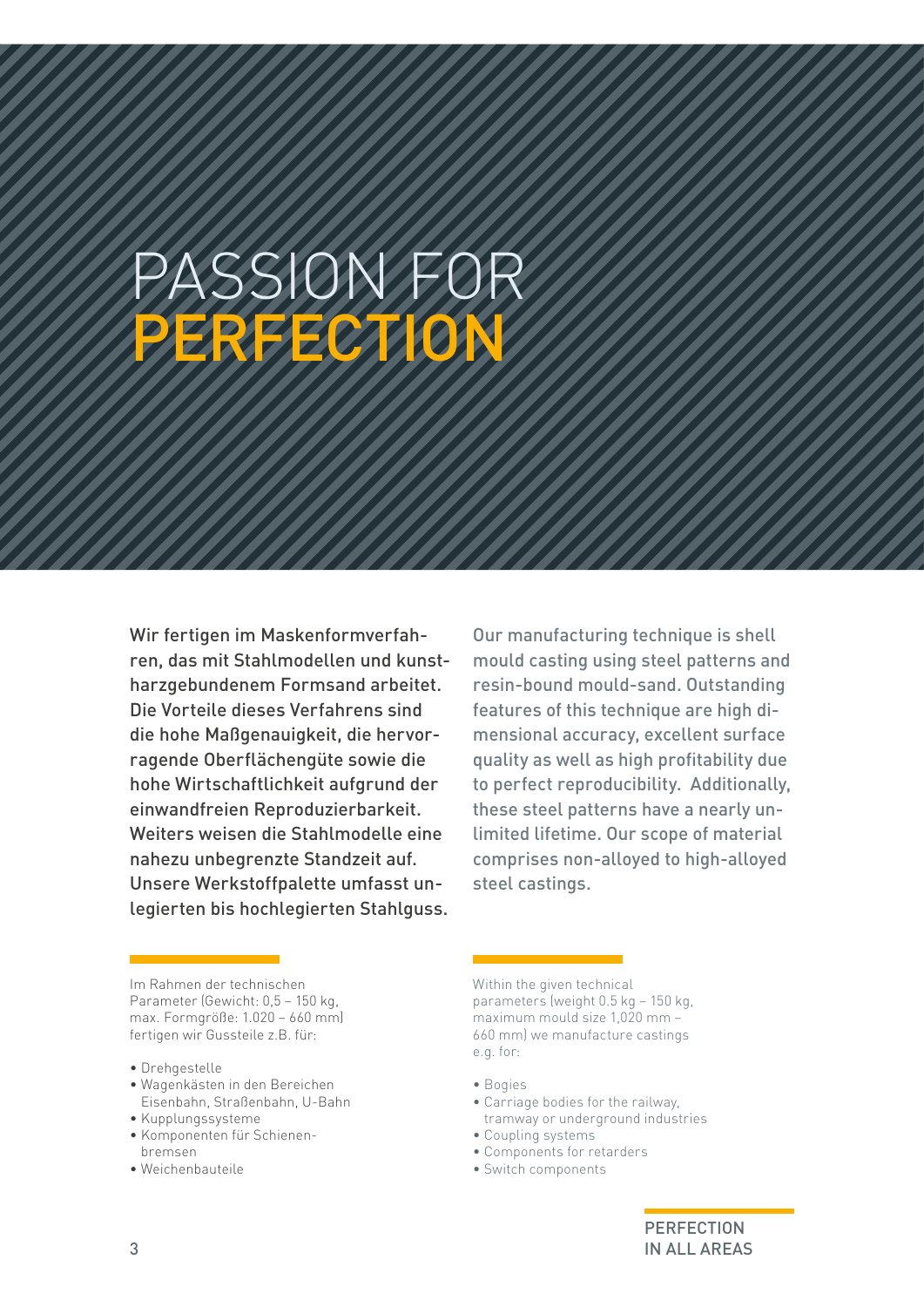# PASSION FOR PERFECTION

Wir fertigen im Maskenformverfahren, das mit Stahlmodellen und kunstharzgebundenem Formsand arbeitet. Die Vorteile dieses Verfahrens sind die hohe Maßgenauigkeit, die hervorragende Oberflächengüte sowie die hohe Wirtschaftlichkeit aufgrund der einwandfreien Reproduzierbarkeit. Weiters weisen die Stahlmodelle eine nahezu unbegrenzte Standzeit auf. Unsere Werkstoffpalette umfasst unlegierten bis hochlegierten Stahlguss.

Our manufacturing technique is shell mould casting using steel patterns and resin-bound mould-sand. Outstanding features of this technique are high dimensional accuracy, excellent surface quality as well as high profitability due to perfect reproducibility. Additionally, these steel patterns have a nearly unlimited lifetime. Our scope of material comprises non-alloyed to high-alloyed steel castings.

Im Rahmen der technischen Parameter (Gewicht: 0,5 – 150 kg, max. Formgröße: 1.020 – 660 mm) fertigen wir Gussteile z.B. für:

- Drehgestelle
- Wagenkästen in den Bereichen Eisenbahn, Straßenbahn, U-Bahn
- Kupplungssysteme
- Komponenten für Schienenbremsen
- Weichenbauteile

Within the given technical parameters (weight 0.5 kg – 150 kg, maximum mould size 1,020 mm – 660 mm) we manufacture castings e.g. for:

- Bogies
- Carriage bodies for the railway, tramway or underground industries
- Coupling systems
- Components for retarders
- Switch components

PERFECTION IN ALL AREAS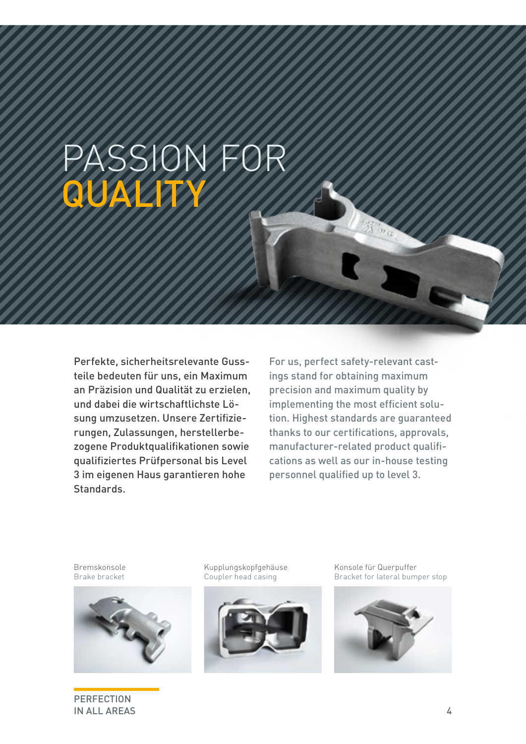# PASSION FOR QUALITY

Perfekte, sicherheitsrelevante Gussteile bedeuten für uns, ein Maximum an Präzision und Qualität zu erzielen, und dabei die wirtschaftlichste Lösung umzusetzen. Unsere Zertifizierungen, Zulassungen, herstellerbezogene Produktqualifikationen sowie qualifiziertes Prüfpersonal bis Level 3 im eigenen Haus garantieren hohe Standards.

For us, perfect safety-relevant castings stand for obtaining maximum precision and maximum quality by implementing the most efficient solution. Highest standards are guaranteed thanks to our certifications, approvals, manufacturer-related product qualifications as well as our in-house testing personnel qualified up to level 3.

Bremskonsole
Brake bracket

Kupplungskopfgehäuse
Coupler head casing

Konsole für Querpuffer
Bracket for lateral bumper stop

PERFECTION
IN ALL AREAS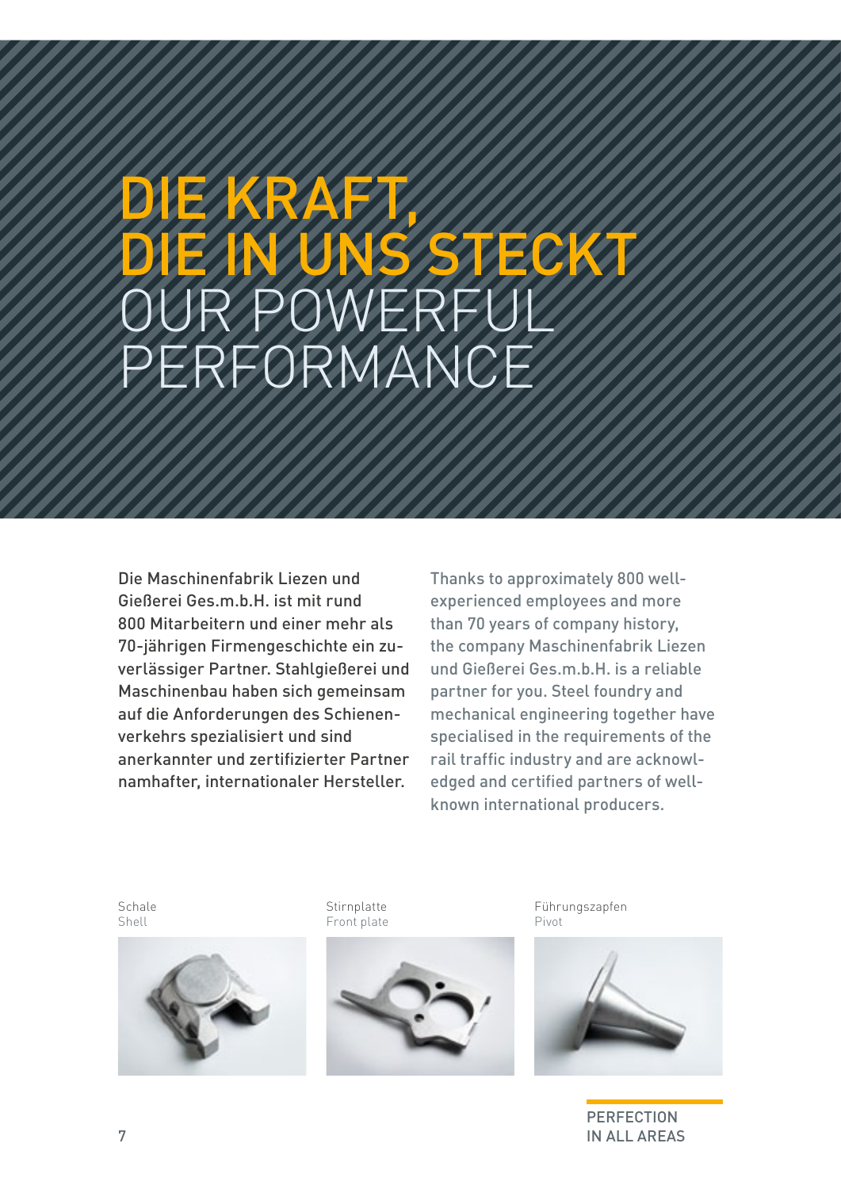# DIE KRAFT, DIE IN UNS STECKT
# OUR POWERFUL PERFORMANCE

Die Maschinenfabrik Liezen und Gießerei Ges.m.b.H. ist mit rund 800 Mitarbeitern und einer mehr als 70-jährigen Firmengeschichte ein zuverlässiger Partner. Stahlgießerei und Maschinenbau haben sich gemeinsam auf die Anforderungen des Schienenverkehrs spezialisiert und sind anerkannter und zertifizierter Partner namhafter, internationaler Hersteller.

Thanks to approximately 800 well-experienced employees and more than 70 years of company history, the company Maschinenfabrik Liezen und Gießerei Ges.m.b.H. is a reliable partner for you. Steel foundry and mechanical engineering together have specialised in the requirements of the rail traffic industry and are acknowledged and certified partners of well-known international producers.

Schale
Shell

Stirnplatte
Front plate

Führungszapfen
Pivot

PERFECTION
IN ALL AREAS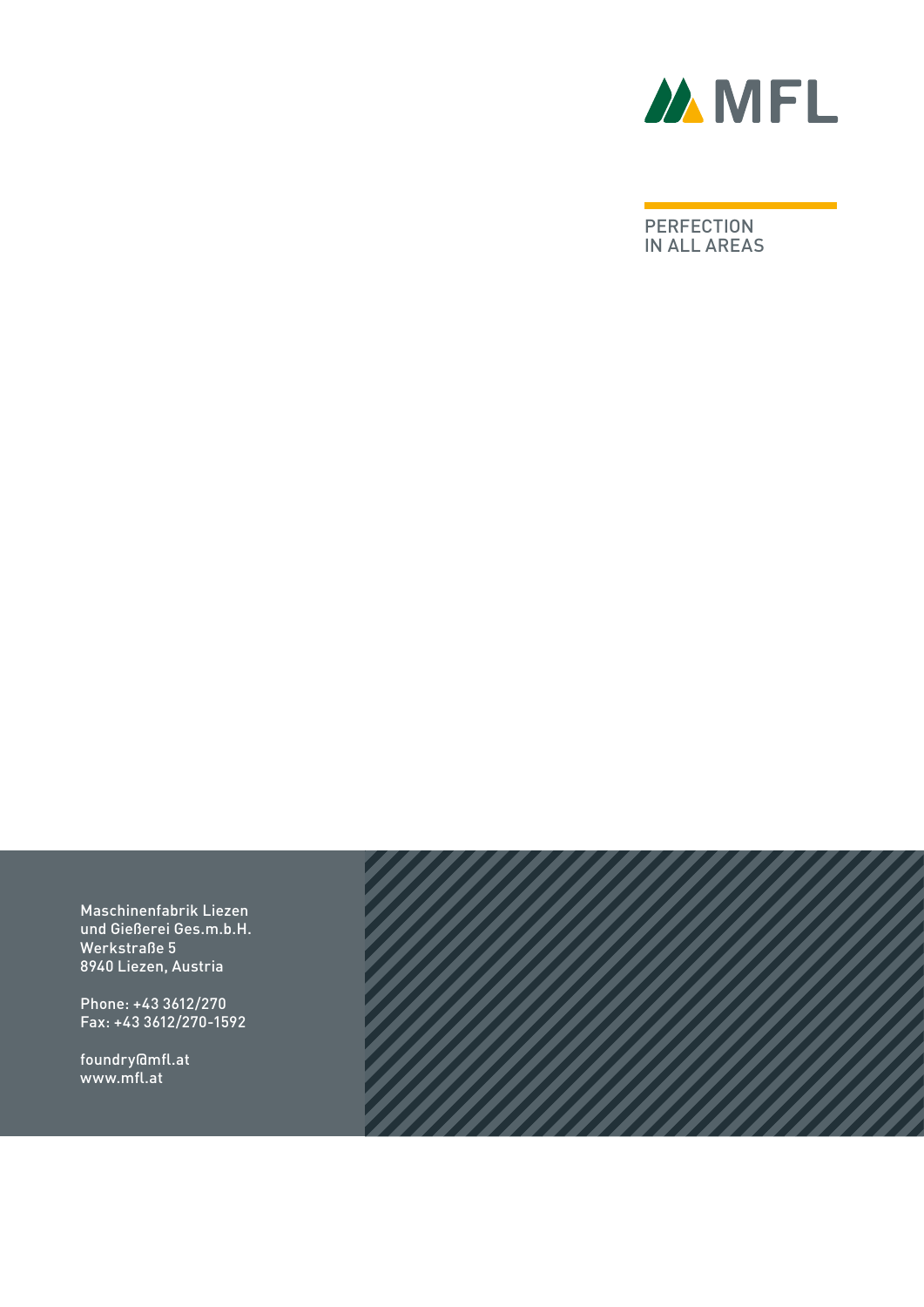MFL

PERFECTION
IN ALL AREAS

Maschinenfabrik Liezen
und Gießerei Ges.m.b.H.
Werkstraße 5
8940 Liezen, Austria

Phone: +43 3612/270
Fax: +43 3612/270-1592

foundry@mfl.at
www.mfl.at